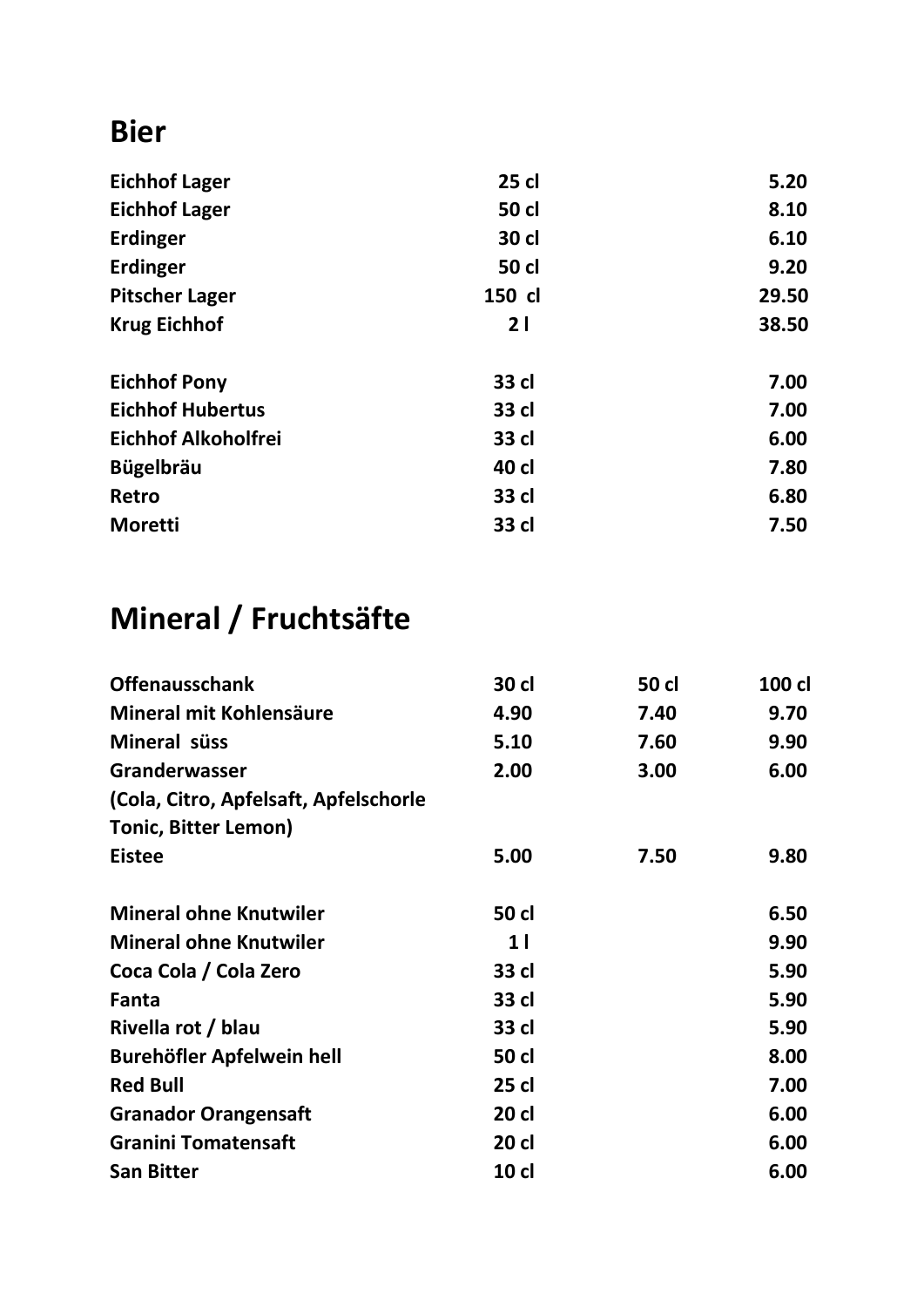## Bier

| | | |
|---|---|---|
| **Eichhof Lager** | **25 cl** | **5.20** |
| **Eichhof Lager** | **50 cl** | **8.10** |
| **Erdinger** | **30 cl** | **6.10** |
| **Erdinger** | **50 cl** | **9.20** |
| **Pitscher Lager** | **150 cl** | **29.50** |
| **Krug Eichhof** | **2 l** | **38.50** |
| | | |
| **Eichhof Pony** | **33 cl** | **7.00** |
| **Eichhof Hubertus** | **33 cl** | **7.00** |
| **Eichhof Alkoholfrei** | **33 cl** | **6.00** |
| **Bügelbräu** | **40 cl** | **7.80** |
| **Retro** | **33 cl** | **6.80** |
| **Moretti** | **33 cl** | **7.50** |

## Mineral / Fruchtsäfte

| **Offenausschank** | **30 cl** | **50 cl** | **100 cl** |
|---|---|---|---|
| **Mineral mit Kohlensäure** | **4.90** | **7.40** | **9.70** |
| **Mineral süss** | **5.10** | **7.60** | **9.90** |
| **Granderwasser** | **2.00** | **3.00** | **6.00** |
| **(Cola, Citro, Apfelsaft, Apfelschorle Tonic, Bitter Lemon)** | | | |
| **Eistee** | **5.00** | **7.50** | **9.80** |
| | | | |
| **Mineral ohne Knutwiler** | **50 cl** | | **6.50** |
| **Mineral ohne Knutwiler** | **1 l** | | **9.90** |
| **Coca Cola / Cola Zero** | **33 cl** | | **5.90** |
| **Fanta** | **33 cl** | | **5.90** |
| **Rivella rot / blau** | **33 cl** | | **5.90** |
| **Burehöfler Apfelwein hell** | **50 cl** | | **8.00** |
| **Red Bull** | **25 cl** | | **7.00** |
| **Granador Orangensaft** | **20 cl** | | **6.00** |
| **Granini Tomatensaft** | **20 cl** | | **6.00** |
| **San Bitter** | **10 cl** | | **6.00** |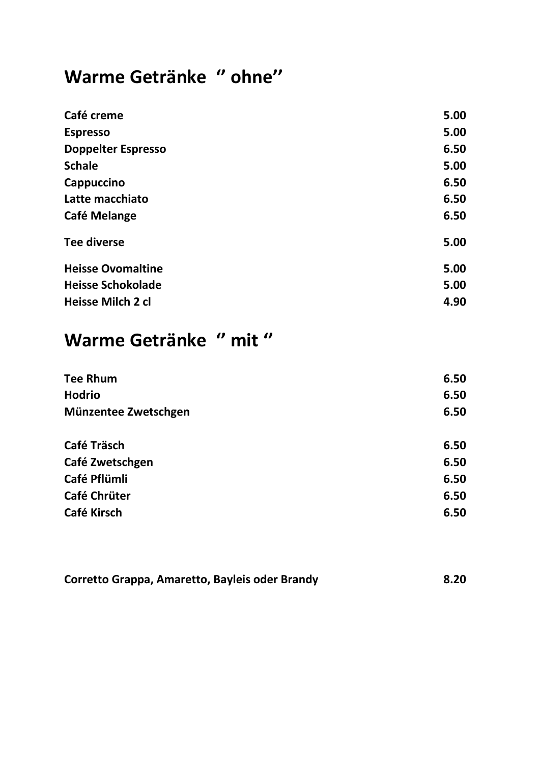# Warme Getränke  ‘’ ohne’’

| | |
|---|---|
| Café creme | 5.00 |
| Espresso | 5.00 |
| Doppelter Espresso | 6.50 |
| Schale | 5.00 |
| Cappuccino | 6.50 |
| Latte macchiato | 6.50 |
| Café Melange | 6.50 |
| Tee diverse | 5.00 |
| Heisse Ovomaltine | 5.00 |
| Heisse Schokolade | 5.00 |
| Heisse Milch 2 cl | 4.90 |

# Warme Getränke  ‘’ mit ‘’

| | |
|---|---|
| Tee Rhum | 6.50 |
| Hodrio | 6.50 |
| Münzentee Zwetschgen | 6.50 |
| Café Träsch | 6.50 |
| Café Zwetschgen | 6.50 |
| Café Pflümli | 6.50 |
| Café Chrüter | 6.50 |
| Café Kirsch | 6.50 |
| Corretto Grappa, Amaretto, Bayleis oder Brandy | 8.20 |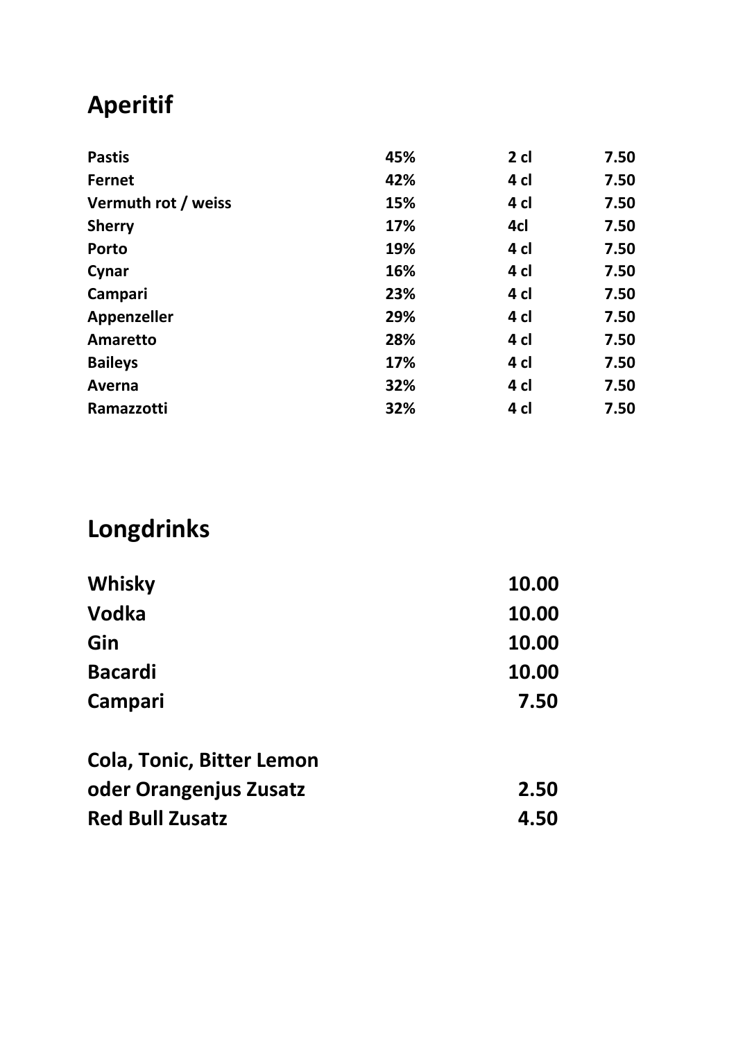# Aperitif

| | | | |
|---|---|---|---|
| **Pastis** | **45%** | **2 cl** | **7.50** |
| **Fernet** | **42%** | **4 cl** | **7.50** |
| **Vermuth rot / weiss** | **15%** | **4 cl** | **7.50** |
| **Sherry** | **17%** | **4cl** | **7.50** |
| **Porto** | **19%** | **4 cl** | **7.50** |
| **Cynar** | **16%** | **4 cl** | **7.50** |
| **Campari** | **23%** | **4 cl** | **7.50** |
| **Appenzeller** | **29%** | **4 cl** | **7.50** |
| **Amaretto** | **28%** | **4 cl** | **7.50** |
| **Baileys** | **17%** | **4 cl** | **7.50** |
| **Averna** | **32%** | **4 cl** | **7.50** |
| **Ramazzotti** | **32%** | **4 cl** | **7.50** |

# Longdrinks

| | |
|---|---|
| **Whisky** | **10.00** |
| **Vodka** | **10.00** |
| **Gin** | **10.00** |
| **Bacardi** | **10.00** |
| **Campari** | **7.50** |

| | |
|---|---|
| **Cola, Tonic, Bitter Lemon oder Orangenjus Zusatz** | **2.50** |
| **Red Bull Zusatz** | **4.50** |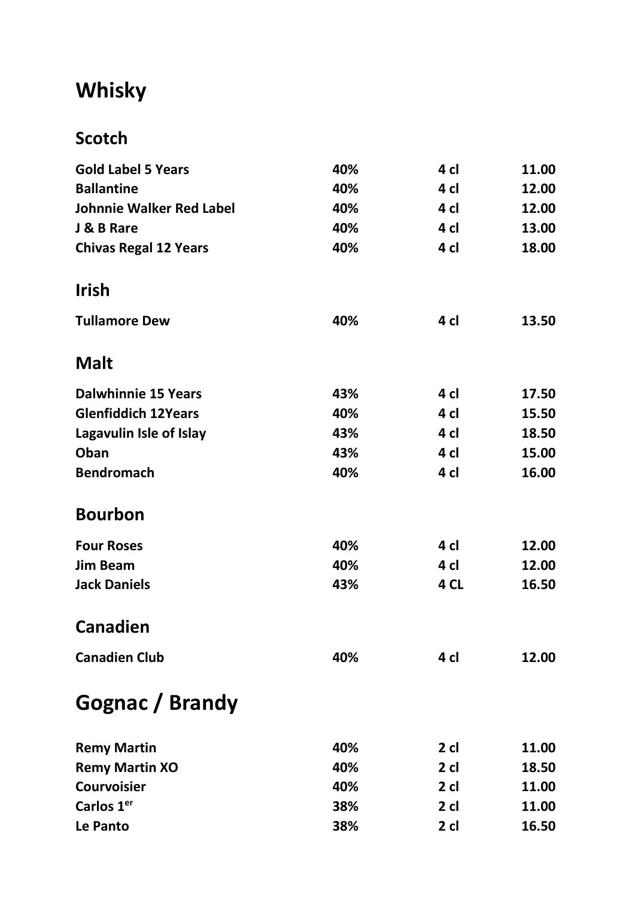# Whisky

## Scotch

| | | | |
|---|---|---|---|
| **Gold Label 5 Years** | **40%** | **4 cl** | **11.00** |
| **Ballantine** | **40%** | **4 cl** | **12.00** |
| **Johnnie Walker Red Label** | **40%** | **4 cl** | **12.00** |
| **J & B Rare** | **40%** | **4 cl** | **13.00** |
| **Chivas Regal 12 Years** | **40%** | **4 cl** | **18.00** |

## Irish

| | | | |
|---|---|---|---|
| **Tullamore Dew** | **40%** | **4 cl** | **13.50** |

## Malt

| | | | |
|---|---|---|---|
| **Dalwhinnie 15 Years** | **43%** | **4 cl** | **17.50** |
| **Glenfiddich 12Years** | **40%** | **4 cl** | **15.50** |
| **Lagavulin Isle of Islay** | **43%** | **4 cl** | **18.50** |
| **Oban** | **43%** | **4 cl** | **15.00** |
| **Bendromach** | **40%** | **4 cl** | **16.00** |

## Bourbon

| | | | |
|---|---|---|---|
| **Four Roses** | **40%** | **4 cl** | **12.00** |
| **Jim Beam** | **40%** | **4 cl** | **12.00** |
| **Jack Daniels** | **43%** | **4 CL** | **16.50** |

## Canadien

| | | | |
|---|---|---|---|
| **Canadien Club** | **40%** | **4 cl** | **12.00** |

# Gognac / Brandy

| | | | |
|---|---|---|---|
| **Remy Martin** | **40%** | **2 cl** | **11.00** |
| **Remy Martin XO** | **40%** | **2 cl** | **18.50** |
| **Courvoisier** | **40%** | **2 cl** | **11.00** |
| **Carlos 1er** | **38%** | **2 cl** | **11.00** |
| **Le Panto** | **38%** | **2 cl** | **16.50** |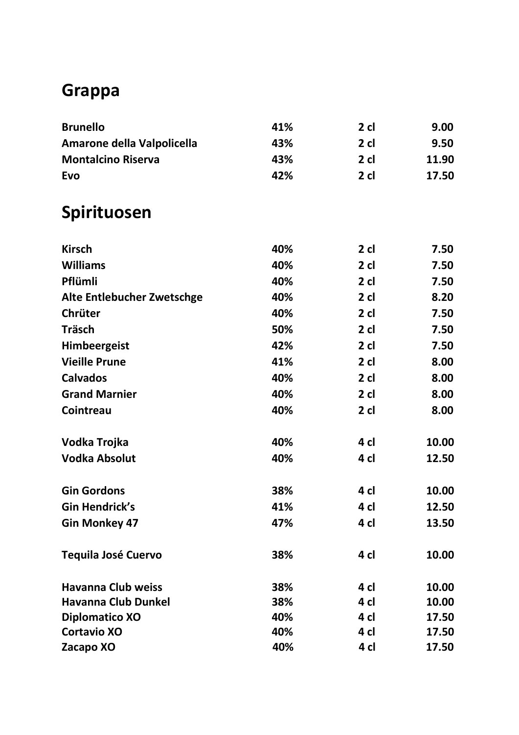# Grappa

| | | | |
|---|---|---|---|
| **Brunello** | **41%** | **2 cl** | **9.00** |
| **Amarone della Valpolicella** | **43%** | **2 cl** | **9.50** |
| **Montalcino Riserva** | **43%** | **2 cl** | **11.90** |
| **Evo** | **42%** | **2 cl** | **17.50** |

# Spirituosen

| | | | |
|---|---|---|---|
| **Kirsch** | **40%** | **2 cl** | **7.50** |
| **Williams** | **40%** | **2 cl** | **7.50** |
| **Pflümli** | **40%** | **2 cl** | **7.50** |
| **Alte Entlebucher Zwetschge** | **40%** | **2 cl** | **8.20** |
| **Chrüter** | **40%** | **2 cl** | **7.50** |
| **Träsch** | **50%** | **2 cl** | **7.50** |
| **Himbeergeist** | **42%** | **2 cl** | **7.50** |
| **Vieille Prune** | **41%** | **2 cl** | **8.00** |
| **Calvados** | **40%** | **2 cl** | **8.00** |
| **Grand Marnier** | **40%** | **2 cl** | **8.00** |
| **Cointreau** | **40%** | **2 cl** | **8.00** |
| | | | |
| **Vodka Trojka** | **40%** | **4 cl** | **10.00** |
| **Vodka Absolut** | **40%** | **4 cl** | **12.50** |
| | | | |
| **Gin Gordons** | **38%** | **4 cl** | **10.00** |
| **Gin Hendrick's** | **41%** | **4 cl** | **12.50** |
| **Gin Monkey 47** | **47%** | **4 cl** | **13.50** |
| | | | |
| **Tequila José Cuervo** | **38%** | **4 cl** | **10.00** |
| | | | |
| **Havanna Club weiss** | **38%** | **4 cl** | **10.00** |
| **Havanna Club Dunkel** | **38%** | **4 cl** | **10.00** |
| **Diplomatico XO** | **40%** | **4 cl** | **17.50** |
| **Cortavio XO** | **40%** | **4 cl** | **17.50** |
| **Zacapo XO** | **40%** | **4 cl** | **17.50** |